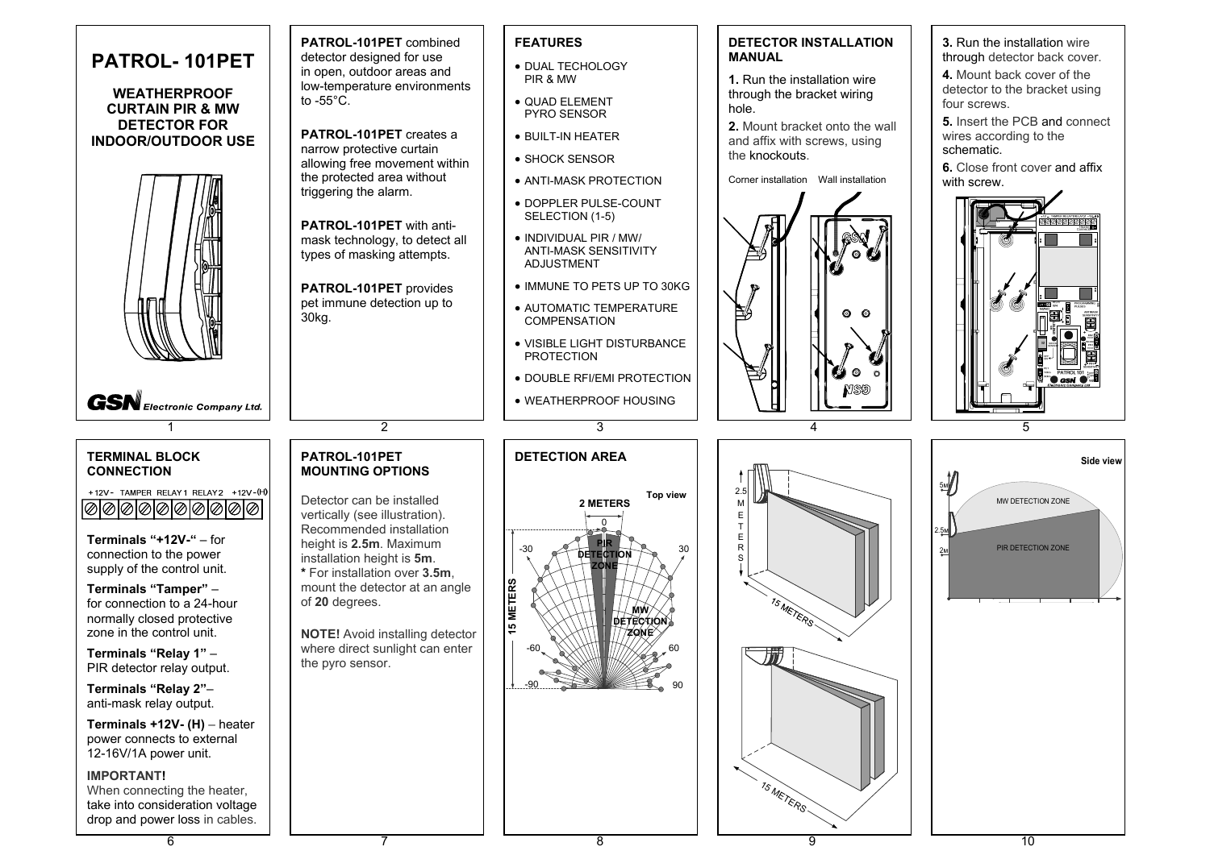# PATROL- 101PET

## WEATHERPROOF CURTAIN PIR & MW DETECTOR FOR INDOOR/OUTDOOR USE

GSN Electronic Company Ltd.

**PATROL-101PET** combined detector designed for use in open, outdoor areas and low-temperature environments to -55°C.

**PATROL-101PET** creates a narrow protective curtain allowing free movement within the protected area without triggering the alarm.

**PATROL-101PET** with anti-mask technology, to detect all types of masking attempts.

**PATROL-101PET** provides pet immune detection up to 30kg.

## FEATURES

- DUAL TECHOLOGY PIR & MW
- QUAD ELEMENT PYRO SENSOR
- BUILT-IN HEATER
- SHOCK SENSOR
- ANTI-MASK PROTECTION
- DOPPLER PULSE-COUNT SELECTION (1-5)
- INDIVIDUAL PIR / MW/ ANTI-MASK SENSITIVITY ADJUSTMENT
- IMMUNE TO PETS UP TO 30KG
- AUTOMATIC TEMPERATURE COMPENSATION
- VISIBLE LIGHT DISTURBANCE PROTECTION
- DOUBLE RFI/EMI PROTECTION
- WEATHERPROOF HOUSING

## DETECTOR INSTALLATION MANUAL

**1.** Run the installation wire through the bracket wiring hole.

**2.** Mount bracket onto the wall and affix with screws, using the knockouts.

Corner installation    Wall installation

**3.** Run the installation wire through detector back cover.

**4.** Mount back cover of the detector to the bracket using four screws.

**5.** Insert the PCB and connect wires according to the schematic.

**6.** Close front cover and affix with screw.

## TERMINAL BLOCK CONNECTION

+12V- TAMPER RELAY1 RELAY2 +12V-(H)

**Terminals "+12V-"** – for connection to the power supply of the control unit.

**Terminals "Tamper"** – for connection to a 24-hour normally closed protective zone in the control unit.

**Terminals "Relay 1"** – PIR detector relay output.

**Terminals "Relay 2"**– anti-mask relay output.

**Terminals +12V- (H)** – heater power connects to external 12-16V/1A power unit.

**IMPORTANT!**
When connecting the heater, take into consideration voltage drop and power loss in cables.

## PATROL-101PET MOUNTING OPTIONS

Detector can be installed vertically (see illustration). Recommended installation height is **2.5m**. Maximum installation height is **5m**.
**\*** For installation over **3.5m**, mount the detector at an angle of **20** degrees.

**NOTE!** Avoid installing detector where direct sunlight can enter the pyro sensor.

## DETECTION AREA

Top view: 2 METERS; 15 METERS; PIR DETECTION ZONE; MW DETECTION ZONE; 0, -30, 30, -60, 60, -90, 90

2.5 METERS; 15 METERS; 15 METERS

Side view: 5M, 2.5M, 2M; MW DETECTION ZONE; PIR DETECTION ZONE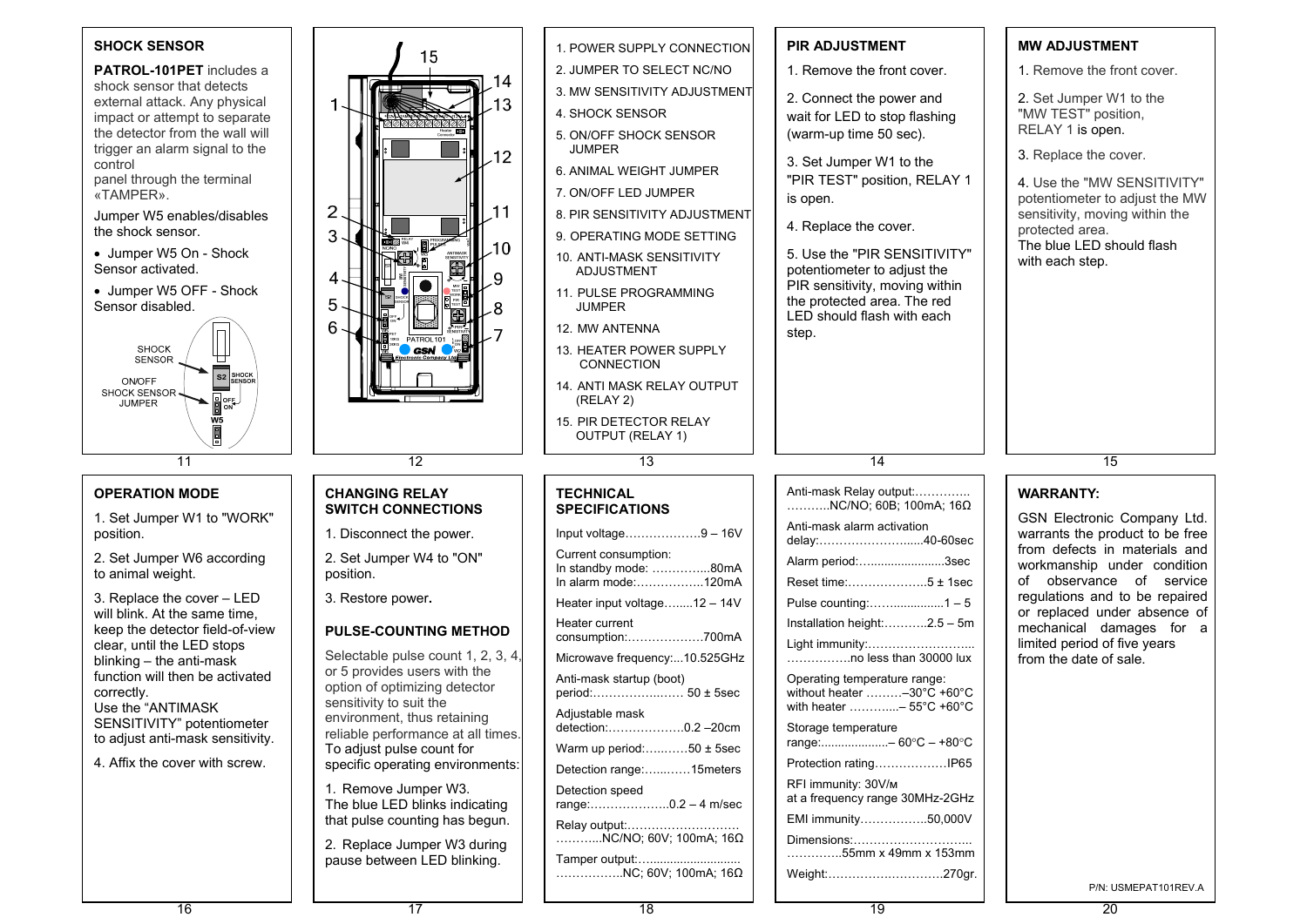## SHOCK SENSOR

**PATROL-101PET** includes a shock sensor that detects external attack. Any physical impact or attempt to separate the detector from the wall will trigger an alarm signal to the control
panel through the terminal «TAMPER».

Jumper W5 enables/disables the shock sensor.

- Jumper W5 On - Shock Sensor activated.
- Jumper W5 OFF - Shock Sensor disabled.

SHOCK SENSOR

ON/OFF SHOCK SENSOR JUMPER

S2 SHOCK SENSOR

OFF ON

W5

1. POWER SUPPLY CONNECTION
2. JUMPER TO SELECT NC/NO
3. MW SENSITIVITY ADJUSTMENT
4. SHOCK SENSOR
5. ON/OFF SHOCK SENSOR JUMPER
6. ANIMAL WEIGHT JUMPER
7. ON/OFF LED JUMPER
8. PIR SENSITIVITY ADJUSTMENT
9. OPERATING MODE SETTING
10. ANTI-MASK SENSITIVITY ADJUSTMENT
11. PULSE PROGRAMMING JUMPER
12. MW ANTENNA
13. HEATER POWER SUPPLY CONNECTION
14. ANTI MASK RELAY OUTPUT (RELAY 2)
15. PIR DETECTOR RELAY OUTPUT (RELAY 1)

## PIR ADJUSTMENT

1. Remove the front cover.

2. Connect the power and wait for LED to stop flashing (warm-up time 50 sec).

3. Set Jumper W1 to the "PIR TEST" position, RELAY 1 is open.

4. Replace the cover.

5. Use the "PIR SENSITIVITY" potentiometer to adjust the PIR sensitivity, moving within the protected area. The red LED should flash with each step.

## MW ADJUSTMENT

1. Remove the front cover.

2. Set Jumper W1 to the "MW TEST" position, RELAY 1 is open.

3. Replace the cover.

4. Use the "MW SENSITIVITY" potentiometer to adjust the MW sensitivity, moving within the protected area.
The blue LED should flash with each step.

## OPERATION MODE

1. Set Jumper W1 to "WORK" position.

2. Set Jumper W6 according to animal weight.

3. Replace the cover – LED will blink. At the same time, keep the detector field-of-view clear, until the LED stops blinking – the anti-mask function will then be activated correctly.
Use the “ANTIMASK SENSITIVITY” potentiometer to adjust anti-mask sensitivity.

4. Affix the cover with screw.

## CHANGING RELAY SWITCH CONNECTIONS

1. Disconnect the power.

2. Set Jumper W4 to "ON" position.

3. Restore power**.**

## PULSE-COUNTING METHOD

Selectable pulse count 1, 2, 3, 4, or 5 provides users with the option of optimizing detector sensitivity to suit the environment, thus retaining reliable performance at all times.
To adjust pulse count for specific operating environments:

1. Remove Jumper W3.
The blue LED blinks indicating that pulse counting has begun.

2. Replace Jumper W3 during pause between LED blinking.

## TECHNICAL SPECIFICATIONS

Input voltage……………….9 – 16V

Current consumption:
In standby mode: …………..80mA
In alarm mode:……………..120mA

Heater input voltage……..12 – 14V

Heater current consumption:……………….700mA

Microwave frequency:...10.525GHz

Anti-mask startup (boot) period:………………..… 50 ± 5sec

Adjustable mask detection:……………….0.2 –20cm

Warm up period:…..……50 ± 5sec

Detection range:…..……15meters

Detection speed range:………………..0.2 – 4 m/sec

Relay output:……………………….
………...NC/NO; 60V; 100mA; 16Ω

Tamper output:……………………….
……………..NC; 60V; 100mA; 16Ω

Anti-mask Relay output:………….
………..NC/NO; 60B; 100mA; 16Ω

Anti-mask alarm activation delay:……………………....40-60sec

Alarm period:.........................3sec

Reset time:………………..5 ± 1sec

Pulse counting:…….................1 – 5

Installation height:………..2.5 – 5m

Light immunity:……………………...
…………….no less than 30000 lux

Operating temperature range:
without heater ………–30°C +60°C
with heater ………....– 55°C +60°C

Storage temperature range:...................– 60°C – +80°C

Protection rating………………IP65

RFI immunity: 30V/м
at a frequency range 30MHz-2GHz

EMI immunity……………..50,000V

Dimensions:……………………….
………….55mm x 49mm x 153mm

Weight:………………………..270gr.

## WARRANTY:

GSN Electronic Company Ltd. warrants the product to be free from defects in materials and workmanship under condition of observance of service regulations and to be repaired or replaced under absence of mechanical damages for a limited period of five years from the date of sale.

P/N: USMEPAT101REV.A